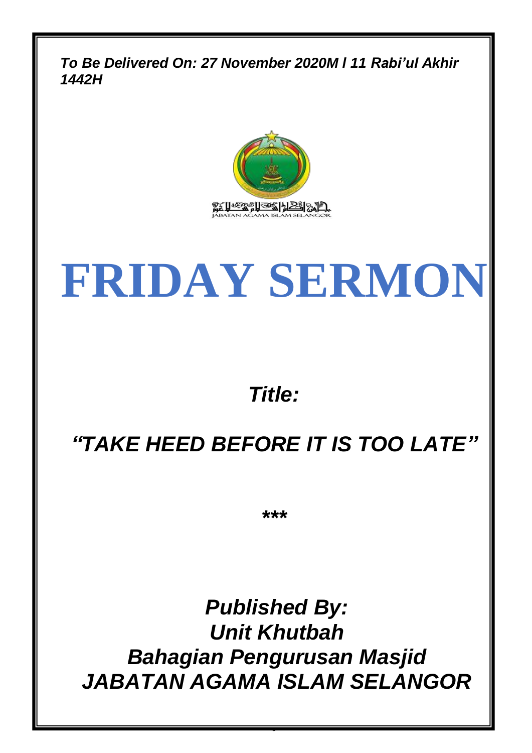***To Be Delivered On: 27 November 2020M l 11 Rabi'ul Akhir 1442H***

# FRIDAY SERMON

***Title:***

## ***"TAKE HEED BEFORE IT IS TOO LATE"***

*****

***Published By:***
***Unit Khutbah***
***Bahagian Pengurusan Masjid***
***JABATAN AGAMA ISLAM SELANGOR***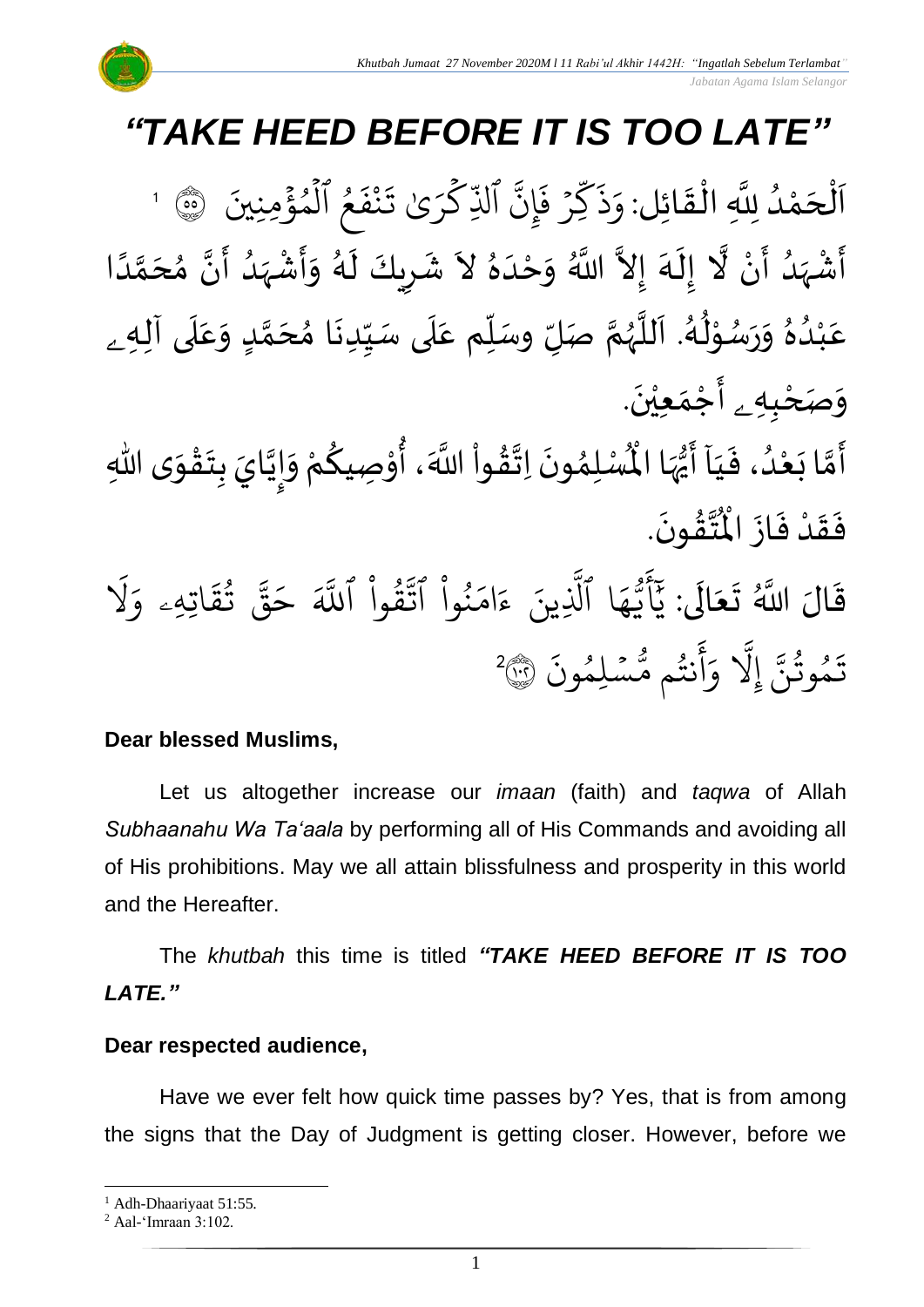# *"TAKE HEED BEFORE IT IS TOO LATE"*

اَلْحَمْدُ لِلَّهِ الْقَائِلِ: وَذَكِّرْ فَإِنَّ ٱلذِّكْرَىٰ تَنفَعُ ٱلْمُؤْمِنِينَ ۝[1] أَشْهَدُ أَنْ لَّا إِلَهَ إِلاَّ اللَّهُ وَحْدَهُ لاَ شَرِيكَ لَهُ وَأَشْهَدُ أَنَّ مُحَمَّدًا عَبْدُهُ وَرَسُوْلُهُ. اَللَّهُمَّ صَلِّ وسَلِّم عَلَى سَيِّدِنَا مُحَمَّدٍ وَعَلَى آلِهِ وَصَحْبِهِ أَجْمَعِيْنَ.

أَمَّا بَعْدُ، فَيَاأَيُّهَا الْمُسْلِمُونَ اِتَّقُواْ اللَّهَ، أُوْصِيكُمْ وَإِيَّايَ بِتَقْوَى اللهِ فَقَدْ فَازَ الْمُتَّقُونَ.

قَالَ اللَّهُ تَعَالَى: يَٰٓأَيُّهَا ٱلَّذِينَ ءَامَنُواْ ٱتَّقُواْ ٱللَّهَ حَقَّ تُقَاتِهِۦ وَلَا تَمُوتُنَّ إِلَّا وَأَنتُم مُّسۡلِمُونَ ۝[2]

**Dear blessed Muslims,**

Let us altogether increase our *imaan* (faith) and *taqwa* of Allah *Subhaanahu Wa Ta'aala* by performing all of His Commands and avoiding all of His prohibitions. May we all attain blissfulness and prosperity in this world and the Hereafter.

The *khutbah* this time is titled ***"TAKE HEED BEFORE IT IS TOO LATE."***

**Dear respected audience,**

Have we ever felt how quick time passes by? Yes, that is from among the signs that the Day of Judgment is getting closer. However, before we

---

[1] Adh-Dhaariyaat 51:55.

[2] Aal-'Imraan 3:102.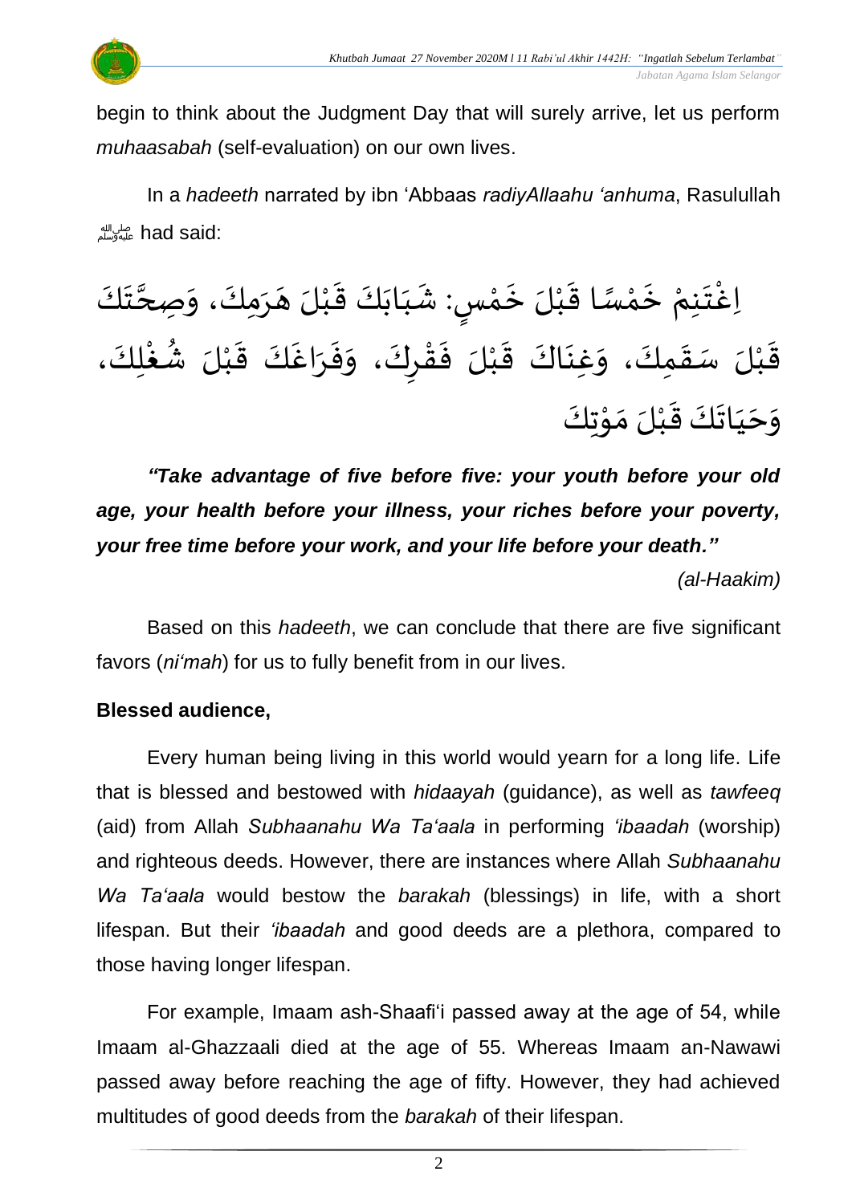begin to think about the Judgment Day that will surely arrive, let us perform *muhaasabah* (self-evaluation) on our own lives.

In a *hadeeth* narrated by ibn 'Abbaas *radiyAllaahu 'anhuma*, Rasulullah ﷺ had said:

اِغْتَنِمْ خَمْسًا قَبْلَ خَمْسٍ: شَبَابَكَ قَبْلَ هَرَمِكَ، وَصِحَّتَكَ قَبْلَ سَقَمِكَ، وَغِنَاكَ قَبْلَ فَقْرِكَ، وَفَرَاغَكَ قَبْلَ شُغْلِكَ، وَحَيَاتَكَ قَبْلَ مَوْتِكَ

***"Take advantage of five before five: your youth before your old age, your health before your illness, your riches before your poverty, your free time before your work, and your life before your death."***

*(al-Haakim)*

Based on this *hadeeth*, we can conclude that there are five significant favors (*ni'mah*) for us to fully benefit from in our lives.

**Blessed audience,**

Every human being living in this world would yearn for a long life. Life that is blessed and bestowed with *hidaayah* (guidance), as well as *tawfeeq* (aid) from Allah *Subhaanahu Wa Ta'aala* in performing *'ibaadah* (worship) and righteous deeds. However, there are instances where Allah *Subhaanahu Wa Ta'aala* would bestow the *barakah* (blessings) in life, with a short lifespan. But their *'ibaadah* and good deeds are a plethora, compared to those having longer lifespan.

For example, Imaam ash-Shaafi'i passed away at the age of 54, while Imaam al-Ghazzaali died at the age of 55. Whereas Imaam an-Nawawi passed away before reaching the age of fifty. However, they had achieved multitudes of good deeds from the *barakah* of their lifespan.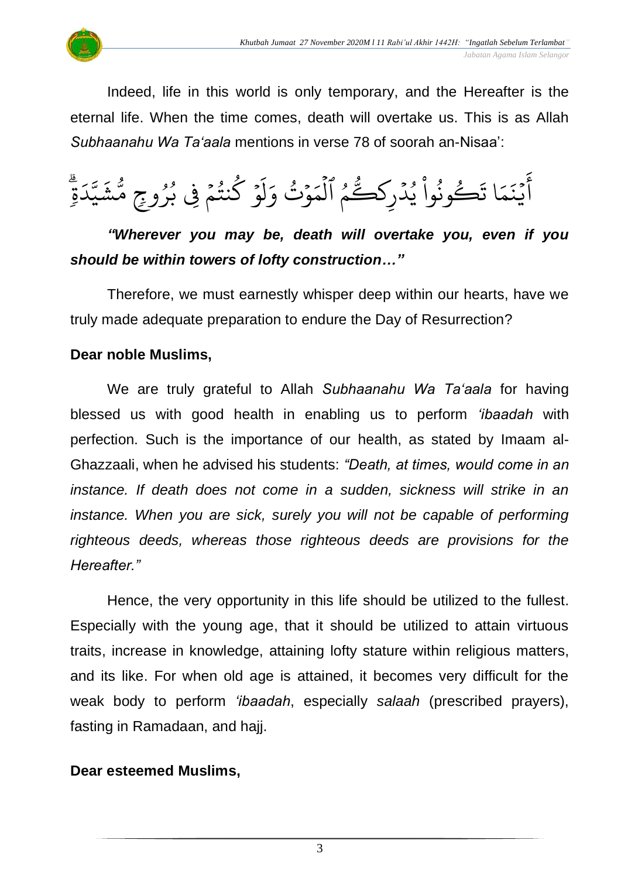Indeed, life in this world is only temporary, and the Hereafter is the eternal life. When the time comes, death will overtake us. This is as Allah *Subhaanahu Wa Ta'aala* mentions in verse 78 of soorah an-Nisaa':

أَيۡنَمَا تَكُونُواْ يُدۡرِككُّمُ ٱلۡمَوۡتُ وَلَوۡ كُنتُمۡ فِي بُرُوجٖ مُّشَيَّدَةٖۗ

***"Wherever you may be, death will overtake you, even if you should be within towers of lofty construction…"***

Therefore, we must earnestly whisper deep within our hearts, have we truly made adequate preparation to endure the Day of Resurrection?

**Dear noble Muslims,**

We are truly grateful to Allah *Subhaanahu Wa Ta'aala* for having blessed us with good health in enabling us to perform *'ibaadah* with perfection. Such is the importance of our health, as stated by Imaam al-Ghazzaali, when he advised his students: *"Death, at times, would come in an instance. If death does not come in a sudden, sickness will strike in an instance. When you are sick, surely you will not be capable of performing righteous deeds, whereas those righteous deeds are provisions for the Hereafter."*

Hence, the very opportunity in this life should be utilized to the fullest. Especially with the young age, that it should be utilized to attain virtuous traits, increase in knowledge, attaining lofty stature within religious matters, and its like. For when old age is attained, it becomes very difficult for the weak body to perform *'ibaadah*, especially *salaah* (prescribed prayers), fasting in Ramadaan, and hajj.

**Dear esteemed Muslims,**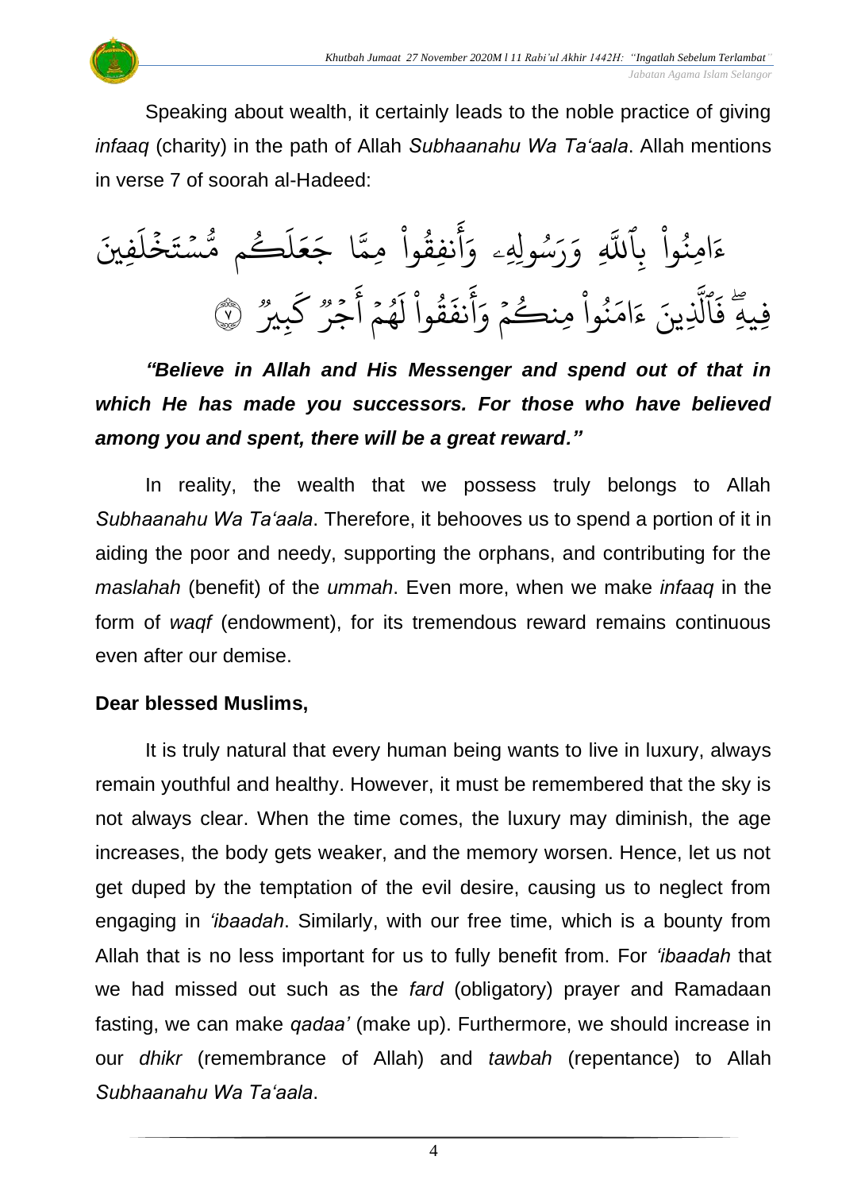Speaking about wealth, it certainly leads to the noble practice of giving *infaaq* (charity) in the path of Allah *Subhaanahu Wa Ta'aala*. Allah mentions in verse 7 of soorah al-Hadeed:

ءَامِنُوا۟ بِٱللَّهِ وَرَسُولِهِۦ وَأَنفِقُوا۟ مِمَّا جَعَلَكُم مُّسْتَخْلَفِينَ فِيهِ ۖ فَٱلَّذِينَ ءَامَنُوا۟ مِنكُمْ وَأَنفَقُوا۟ لَهُمْ أَجْرٌ كَبِيرٌ ۝٧

***"Believe in Allah and His Messenger and spend out of that in which He has made you successors. For those who have believed among you and spent, there will be a great reward."***

In reality, the wealth that we possess truly belongs to Allah *Subhaanahu Wa Ta'aala*. Therefore, it behooves us to spend a portion of it in aiding the poor and needy, supporting the orphans, and contributing for the *maslahah* (benefit) of the *ummah*. Even more, when we make *infaaq* in the form of *waqf* (endowment), for its tremendous reward remains continuous even after our demise.

**Dear blessed Muslims,**

It is truly natural that every human being wants to live in luxury, always remain youthful and healthy. However, it must be remembered that the sky is not always clear. When the time comes, the luxury may diminish, the age increases, the body gets weaker, and the memory worsen. Hence, let us not get duped by the temptation of the evil desire, causing us to neglect from engaging in *'ibaadah*. Similarly, with our free time, which is a bounty from Allah that is no less important for us to fully benefit from. For *'ibaadah* that we had missed out such as the *fard* (obligatory) prayer and Ramadaan fasting, we can make *qadaa'* (make up). Furthermore, we should increase in our *dhikr* (remembrance of Allah) and *tawbah* (repentance) to Allah *Subhaanahu Wa Ta'aala*.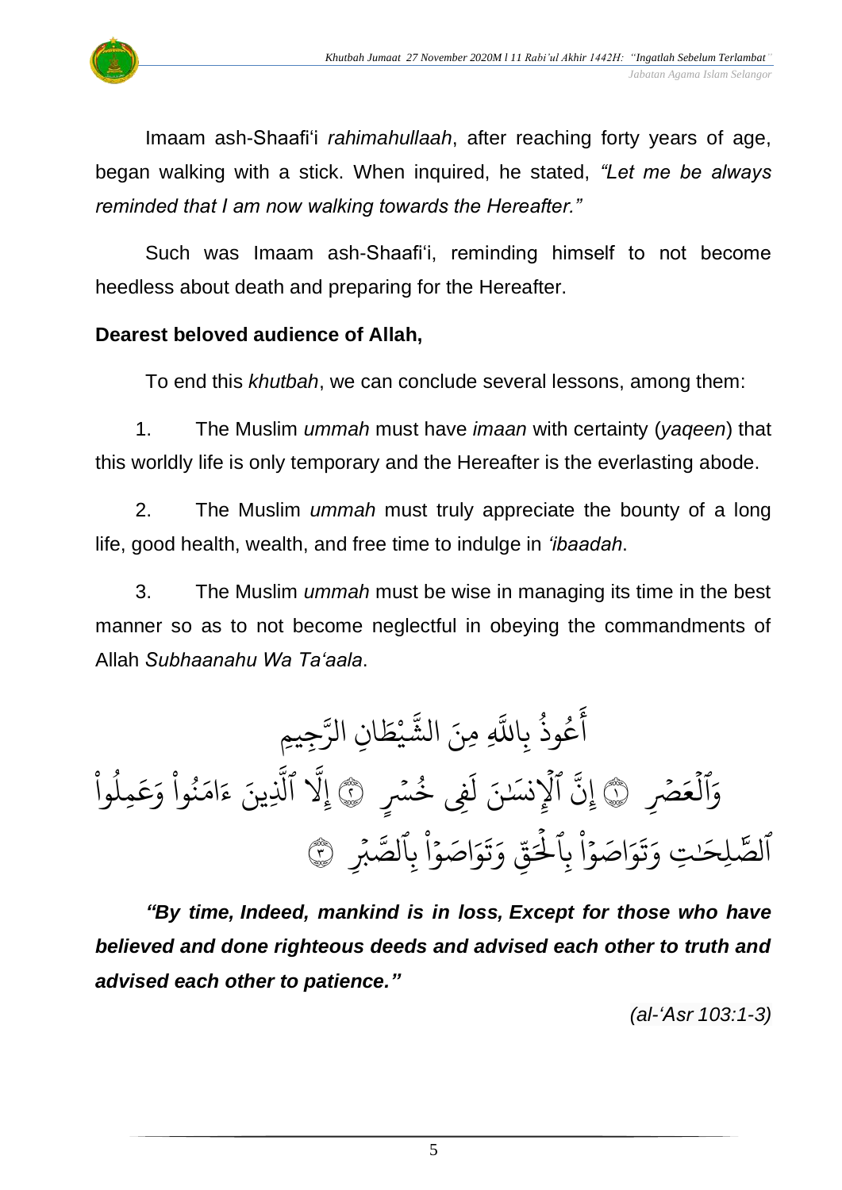Imaam ash-Shaafi'i *rahimahullaah*, after reaching forty years of age, began walking with a stick. When inquired, he stated, *"Let me be always reminded that I am now walking towards the Hereafter."*

Such was Imaam ash-Shaafi'i, reminding himself to not become heedless about death and preparing for the Hereafter.

**Dearest beloved audience of Allah,**

To end this *khutbah*, we can conclude several lessons, among them:

1. The Muslim *ummah* must have *imaan* with certainty (*yaqeen*) that this worldly life is only temporary and the Hereafter is the everlasting abode.

2. The Muslim *ummah* must truly appreciate the bounty of a long life, good health, wealth, and free time to indulge in *'ibaadah*.

3. The Muslim *ummah* must be wise in managing its time in the best manner so as to not become neglectful in obeying the commandments of Allah *Subhaanahu Wa Ta'aala*.

أَعُوذُ بِاللَّهِ مِنَ الشَّيْطَانِ الرَّجِيمِ

وَٱلْعَصْرِ ١ إِنَّ ٱلْإِنسَٰنَ لَفِى خُسْرٍ ٢ إِلَّا ٱلَّذِينَ ءَامَنُوا۟ وَعَمِلُوا۟ ٱلصَّٰلِحَٰتِ وَتَوَاصَوْا۟ بِٱلْحَقِّ وَتَوَاصَوْا۟ بِٱلصَّبْرِ ٣

***"By time, Indeed, mankind is in loss, Except for those who have believed and done righteous deeds and advised each other to truth and advised each other to patience."***

*(al-'Asr 103:1-3)*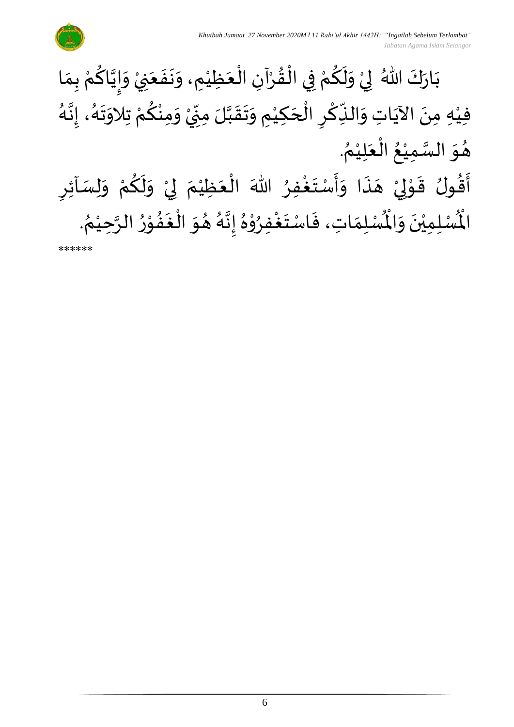بَارَكَ اللهُ لِيْ وَلَكُمْ فِي الْقُرْآنِ الْعَظِيْمِ، وَنَفَعَنِيْ وَإِيَّاكُمْ بِمَا فِيْهِ مِنَ الآيَاتِ وَالذِّكْرِ الْحَكِيْمِ وَتَقَبَّلَ مِنِّيْ وَمِنْكُمْ تِلاوَتَهُ، إِنَّهُ هُوَ السَّمِيْعُ الْعَلِيْمُ.

أَقُولُ قَوْلِيْ هَذَا وَأَسْتَغْفِرُ اللهَ الْعَظِيْمَ لِيْ وَلَكُمْ وَلِسَآئِرِ الْمُسْلِمِيْنَ وَالْمُسْلِمَاتِ، فَاسْتَغْفِرُوْهُ إِنَّهُ هُوَ الْغَفُوْرُ الرَّحِيْمُ.

******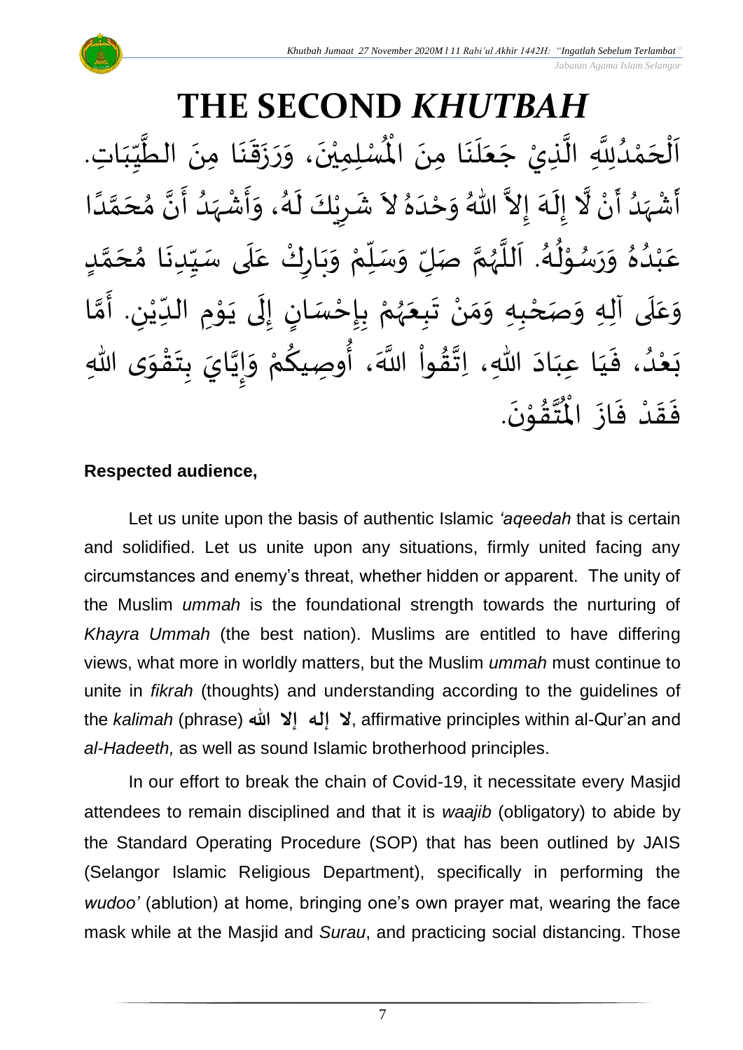# THE SECOND *KHUTBAH*

اَلْحَمْدُلِلَّهِ الَّذِيْ جَعَلَنَا مِنَ الْمُسْلِمِيْنَ، وَرَزَقَنَا مِنَ الطَّيِّبَاتِ. أَشْهَدُ أَنْ لَّا إِلَهَ إِلاَّ اللهُ وَحْدَهُ لاَ شَرِيْكَ لَهُ، وَأَشْهَدُ أَنَّ مُحَمَّدًا عَبْدُهُ وَرَسُوْلُهُ. اَللَّهُمَّ صَلِّ وَسَلِّمْ وَبَارِكْ عَلَى سَيِّدِنَا مُحَمَّدٍ وَعَلَى آلِهِ وَصَحْبِهِ وَمَنْ تَبِعَهُمْ بِإِحْسَانٍ إِلَى يَوْمِ الدِّيْنِ. أَمَّا بَعْدُ، فَيَا عِبَادَ اللهِ، اِتَّقُواْ اللَّهَ، أُوصِيكُمْ وَإِيَّايَ بِتَقْوَى اللهِ فَقَدْ فَازَ الْمُتَّقُوْنَ.

**Respected audience,**

Let us unite upon the basis of authentic Islamic *'aqeedah* that is certain and solidified. Let us unite upon any situations, firmly united facing any circumstances and enemy's threat, whether hidden or apparent. The unity of the Muslim *ummah* is the foundational strength towards the nurturing of *Khayra Ummah* (the best nation). Muslims are entitled to have differing views, what more in worldly matters, but the Muslim *ummah* must continue to unite in *fikrah* (thoughts) and understanding according to the guidelines of the *kalimah* (phrase) **لا إله إلا الله**, affirmative principles within al-Qur'an and *al-Hadeeth,* as well as sound Islamic brotherhood principles.

In our effort to break the chain of Covid-19, it necessitate every Masjid attendees to remain disciplined and that it is *waajib* (obligatory) to abide by the Standard Operating Procedure (SOP) that has been outlined by JAIS (Selangor Islamic Religious Department), specifically in performing the *wudoo'* (ablution) at home, bringing one's own prayer mat, wearing the face mask while at the Masjid and *Surau*, and practicing social distancing. Those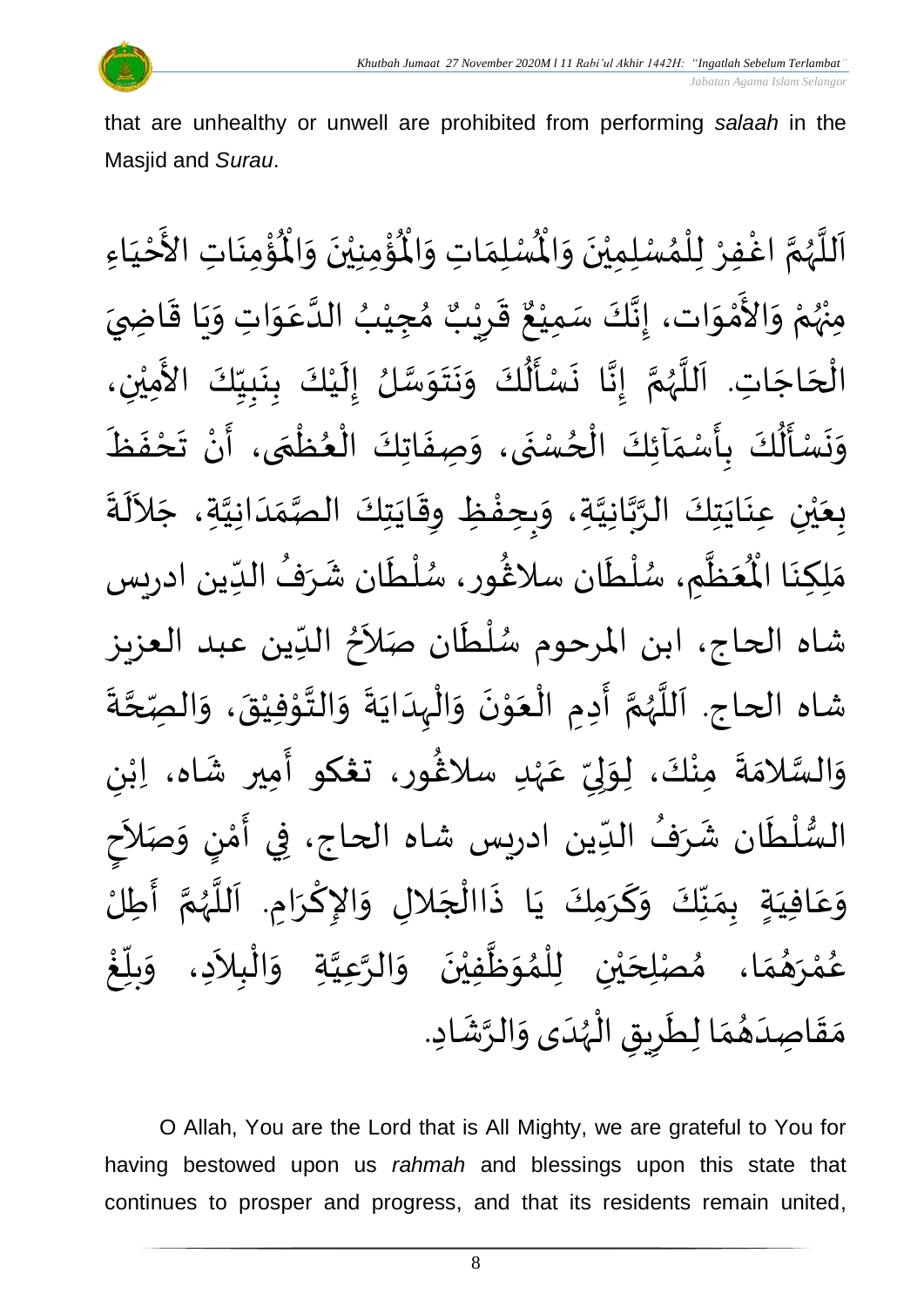that are unhealthy or unwell are prohibited from performing *salaah* in the Masjid and *Surau*.

اَللَّهُمَّ اغْفِرْ لِلْمُسْلِمِيْنَ وَالْمُسْلِمَاتِ وَالْمُؤْمِنِيْنَ وَالْمُؤْمِنَاتِ الأَحْيَاءِ مِنْهُمْ وَالأَمْوَات، إِنَّكَ سَمِيْعٌ قَرِيْبٌ مُجِيْبُ الدَّعَوَاتِ وَيَا قَاضِيَ الْحَاجَاتِ. اَللَّهُمَّ إِنَّا نَسْأَلُكَ وَنَتَوَسَّلُ إِلَيْكَ بِنَبِيِّكَ الأَمِيْنِ، وَنَسْأَلُكَ بِأَسْمَآئِكَ الْحُسْنَى، وَصِفَاتِكَ الْعُظْمَى، أَنْ تَحْفَظَ بِعَيْنِ عِنَايَتِكَ الرَّبَّانِيَّةِ، وَبِحِفْظِ وِقَايَتِكَ الصَّمَدَانِيَّةِ، جَلاَلَةَ مَلِكِنَا الْمُعَظَّمِ، سُلْطَان سلاڠور، سُلْطَان شَرَفُ الدِّين ادريس شاه الحاج، ابن المرحوم سُلْطَان صَلاَحُ الدِّين عبد العزيز شاه الحاج. اَللَّهُمَّ أَدِمِ الْعَوْنَ وَالْهِدَايَةَ وَالتَّوْفِيْقَ، وَالصِّحَّةَ وَالسَّلامَةَ مِنْكَ، لِوَلِيِّ عَهْدِ سلاڠور، تڠكو أَمِير شَاه، اِبْنِ السُّلْطَان شَرَفُ الدِّين ادريس شاه الحاج، فِي أَمْنٍ وَصَلاَحٍ وَعَافِيَةٍ بِمَنِّكَ وَكَرَمِكَ يَا ذَاالْجَلالِ وَالإِكْرَامِ. اَللَّهُمَّ أَطِلْ عُمْرَهُمَا، مُصْلِحَيْنِ لِلْمُوَظَّفِيْنَ وَالرَّعِيَّةِ وَالْبِلاَدِ، وَبَلِّغْ مَقَاصِدَهُمَا لِطَرِيقِ الْهُدَى وَالرَّشَادِ.

O Allah, You are the Lord that is All Mighty, we are grateful to You for having bestowed upon us *rahmah* and blessings upon this state that continues to prosper and progress, and that its residents remain united,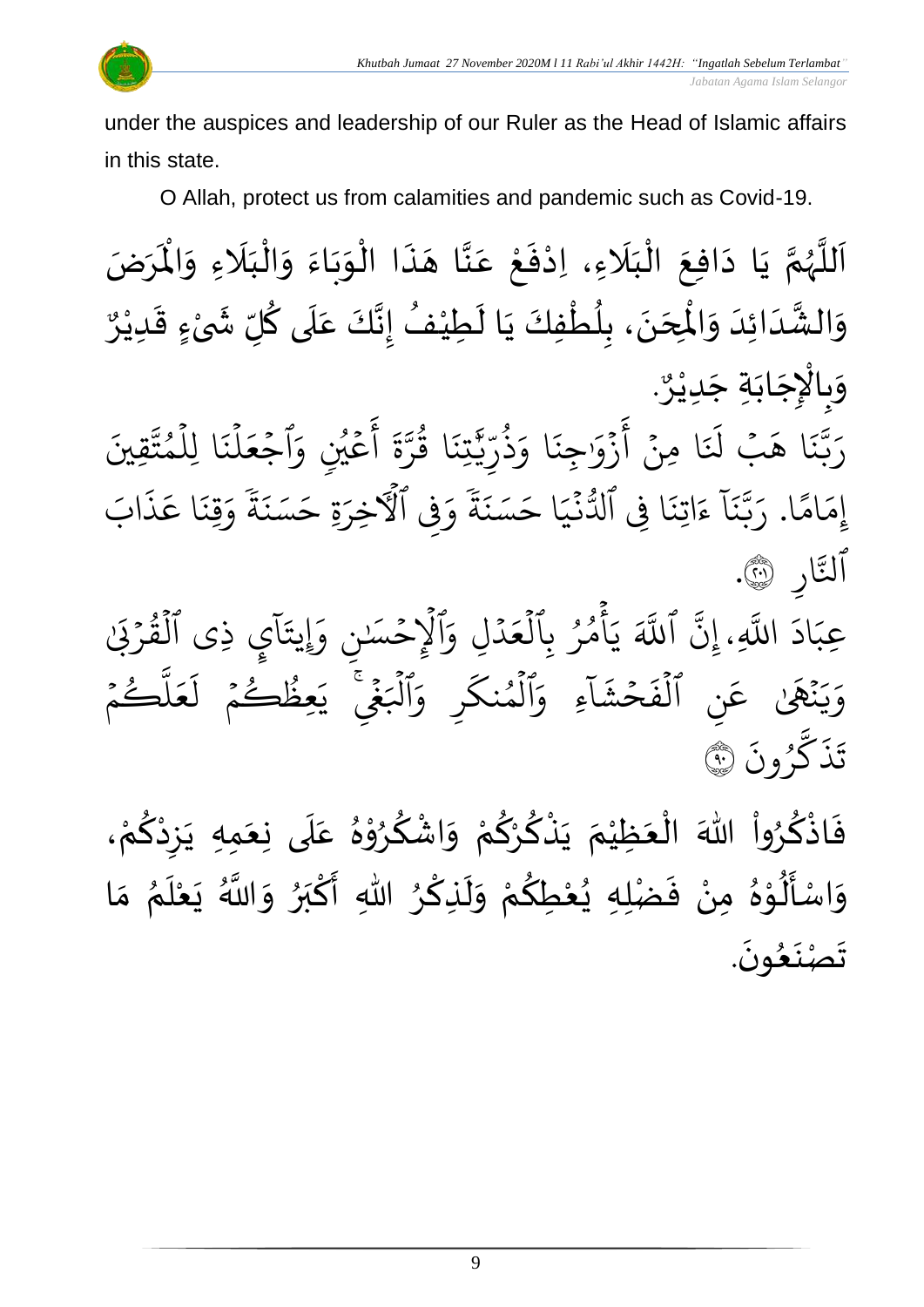under the auspices and leadership of our Ruler as the Head of Islamic affairs in this state.

O Allah, protect us from calamities and pandemic such as Covid-19.

اَللَّهُمَّ يَا دَافِعَ الْبَلَاءِ، اِدْفَعْ عَنَّا هَذَا الْوَبَاءَ وَالْبَلَاءِ وَالْمَرَضَ وَالشَّدَائِدَ وَالْمِحَنَ، بِلُطْفِكَ يَا لَطِيْفُ إِنَّكَ عَلَى كُلِّ شَيْءٍ قَدِيْرٌ وَبِالْإِجَابَةِ جَدِيْرٌ.

رَبَّنَا هَبْ لَنَا مِنْ أَزْوَٰجِنَا وَذُرِّيَّٰتِنَا قُرَّةَ أَعْيُنٍ وَٱجْعَلْنَا لِلْمُتَّقِينَ إِمَامًا. رَبَّنَآ ءَاتِنَا فِى ٱلدُّنْيَا حَسَنَةً وَفِى ٱلْءَاخِرَةِ حَسَنَةً وَقِنَا عَذَابَ ٱلنَّارِ ﴿٢٠١﴾.

عِبَادَ اللَّهِ، إِنَّ ٱللَّهَ يَأْمُرُ بِٱلْعَدْلِ وَٱلْإِحْسَٰنِ وَإِيتَآئِ ذِى ٱلْقُرْبَىٰ وَيَنْهَىٰ عَنِ ٱلْفَحْشَآءِ وَٱلْمُنكَرِ وَٱلْبَغْىِ ۚ يَعِظُكُمْ لَعَلَّكُمْ تَذَكَّرُونَ ﴿٩٠﴾

فَاذْكُرُواْ اللهَ الْعَظِيْمَ يَذْكُرْكُمْ وَاشْكُرُوْهُ عَلَى نِعَمِهِ يَزِدْكُمْ، وَاسْأَلُوْهُ مِنْ فَضْلِهِ يُعْطِكُمْ وَلَذِكْرُ اللهِ أَكْبَرُ وَاللَّهُ يَعْلَمُ مَا تَصْنَعُونَ.